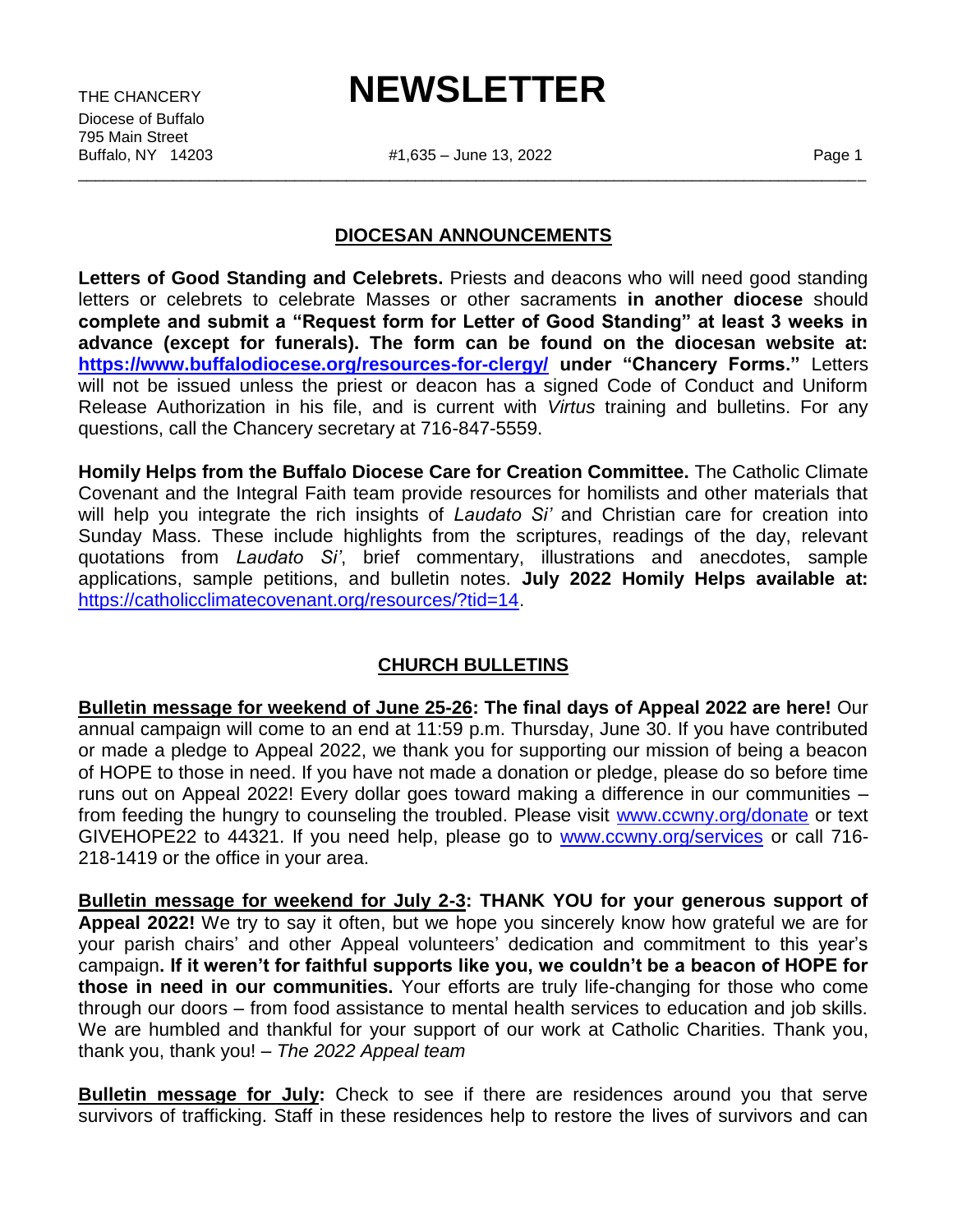THE CHANCERY
Diocese of Buffalo
795 Main Street
Buffalo, NY 14203

# NEWSLETTER

#1,635 – June 13, 2022

---

## DIOCESAN ANNOUNCEMENTS

**Letters of Good Standing and Celebrets.** Priests and deacons who will need good standing letters or celebrets to celebrate Masses or other sacraments **in another diocese** should **complete and submit a "Request form for Letter of Good Standing" at least 3 weeks in advance (except for funerals). The form can be found on the diocesan website at: https://www.buffalodiocese.org/resources-for-clergy/ under "Chancery Forms."** Letters will not be issued unless the priest or deacon has a signed Code of Conduct and Uniform Release Authorization in his file, and is current with *Virtus* training and bulletins. For any questions, call the Chancery secretary at 716-847-5559.

**Homily Helps from the Buffalo Diocese Care for Creation Committee.** The Catholic Climate Covenant and the Integral Faith team provide resources for homilists and other materials that will help you integrate the rich insights of *Laudato Si'* and Christian care for creation into Sunday Mass. These include highlights from the scriptures, readings of the day, relevant quotations from *Laudato Si'*, brief commentary, illustrations and anecdotes, sample applications, sample petitions, and bulletin notes. **July 2022 Homily Helps available at:** https://catholicclimatecovenant.org/resources/?tid=14.

## CHURCH BULLETINS

**Bulletin message for weekend of June 25-26: The final days of Appeal 2022 are here!** Our annual campaign will come to an end at 11:59 p.m. Thursday, June 30. If you have contributed or made a pledge to Appeal 2022, we thank you for supporting our mission of being a beacon of HOPE to those in need. If you have not made a donation or pledge, please do so before time runs out on Appeal 2022! Every dollar goes toward making a difference in our communities – from feeding the hungry to counseling the troubled. Please visit www.ccwny.org/donate or text GIVEHOPE22 to 44321. If you need help, please go to www.ccwny.org/services or call 716-218-1419 or the office in your area.

**Bulletin message for weekend for July 2-3: THANK YOU for your generous support of Appeal 2022!** We try to say it often, but we hope you sincerely know how grateful we are for your parish chairs' and other Appeal volunteers' dedication and commitment to this year's campaign**. If it weren't for faithful supports like you, we couldn't be a beacon of HOPE for those in need in our communities.** Your efforts are truly life-changing for those who come through our doors – from food assistance to mental health services to education and job skills. We are humbled and thankful for your support of our work at Catholic Charities. Thank you, thank you, thank you! – *The 2022 Appeal team*

**Bulletin message for July:** Check to see if there are residences around you that serve survivors of trafficking. Staff in these residences help to restore the lives of survivors and can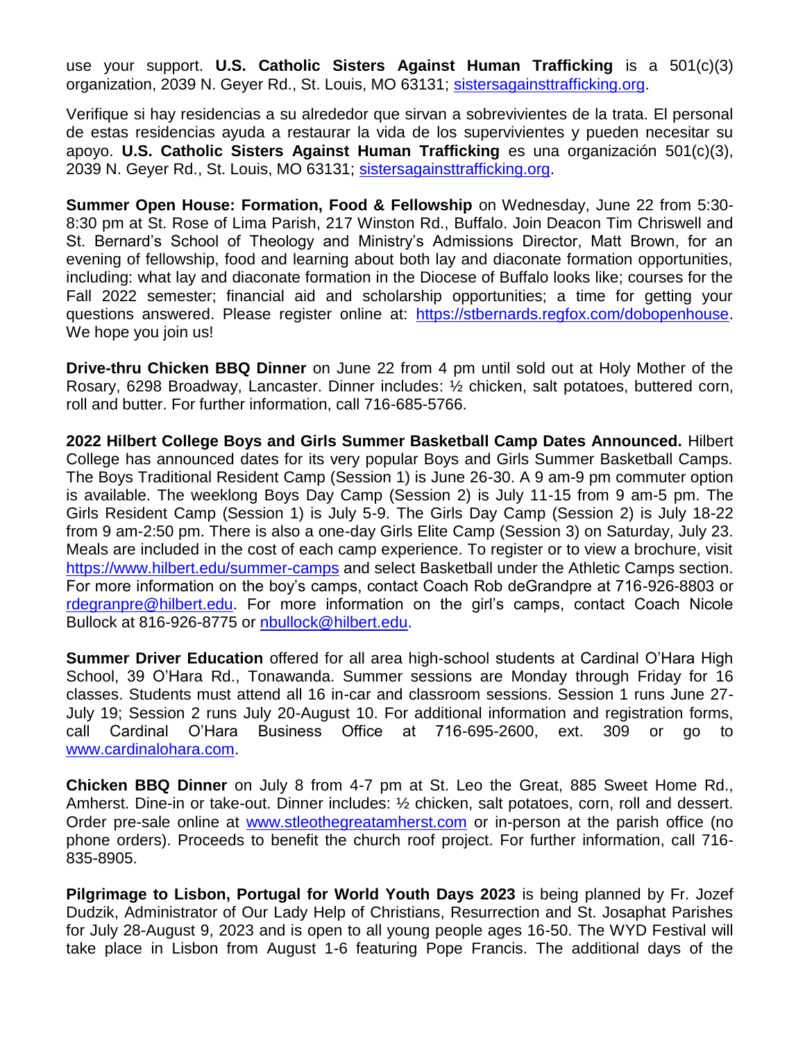use your support. **U.S. Catholic Sisters Against Human Trafficking** is a 501(c)(3) organization, 2039 N. Geyer Rd., St. Louis, MO 63131; sistersagainsttrafficking.org.

Verifique si hay residencias a su alrededor que sirvan a sobrevivientes de la trata. El personal de estas residencias ayuda a restaurar la vida de los supervivientes y pueden necesitar su apoyo. **U.S. Catholic Sisters Against Human Trafficking** es una organización 501(c)(3), 2039 N. Geyer Rd., St. Louis, MO 63131; sistersagainsttrafficking.org.

**Summer Open House: Formation, Food & Fellowship** on Wednesday, June 22 from 5:30-8:30 pm at St. Rose of Lima Parish, 217 Winston Rd., Buffalo. Join Deacon Tim Chriswell and St. Bernard's School of Theology and Ministry's Admissions Director, Matt Brown, for an evening of fellowship, food and learning about both lay and diaconate formation opportunities, including: what lay and diaconate formation in the Diocese of Buffalo looks like; courses for the Fall 2022 semester; financial aid and scholarship opportunities; a time for getting your questions answered. Please register online at: https://stbernards.regfox.com/dobopenhouse. We hope you join us!

**Drive-thru Chicken BBQ Dinner** on June 22 from 4 pm until sold out at Holy Mother of the Rosary, 6298 Broadway, Lancaster. Dinner includes: ½ chicken, salt potatoes, buttered corn, roll and butter. For further information, call 716-685-5766.

**2022 Hilbert College Boys and Girls Summer Basketball Camp Dates Announced.** Hilbert College has announced dates for its very popular Boys and Girls Summer Basketball Camps. The Boys Traditional Resident Camp (Session 1) is June 26-30. A 9 am-9 pm commuter option is available. The weeklong Boys Day Camp (Session 2) is July 11-15 from 9 am-5 pm. The Girls Resident Camp (Session 1) is July 5-9. The Girls Day Camp (Session 2) is July 18-22 from 9 am-2:50 pm. There is also a one-day Girls Elite Camp (Session 3) on Saturday, July 23. Meals are included in the cost of each camp experience. To register or to view a brochure, visit https://www.hilbert.edu/summer-camps and select Basketball under the Athletic Camps section. For more information on the boy's camps, contact Coach Rob deGrandpre at 716-926-8803 or rdegranpre@hilbert.edu. For more information on the girl's camps, contact Coach Nicole Bullock at 816-926-8775 or nbullock@hilbert.edu.

**Summer Driver Education** offered for all area high-school students at Cardinal O'Hara High School, 39 O'Hara Rd., Tonawanda. Summer sessions are Monday through Friday for 16 classes. Students must attend all 16 in-car and classroom sessions. Session 1 runs June 27-July 19; Session 2 runs July 20-August 10. For additional information and registration forms, call Cardinal O'Hara Business Office at 716-695-2600, ext. 309 or go to www.cardinalohara.com.

**Chicken BBQ Dinner** on July 8 from 4-7 pm at St. Leo the Great, 885 Sweet Home Rd., Amherst. Dine-in or take-out. Dinner includes: ½ chicken, salt potatoes, corn, roll and dessert. Order pre-sale online at www.stleothegreatamherst.com or in-person at the parish office (no phone orders). Proceeds to benefit the church roof project. For further information, call 716-835-8905.

**Pilgrimage to Lisbon, Portugal for World Youth Days 2023** is being planned by Fr. Jozef Dudzik, Administrator of Our Lady Help of Christians, Resurrection and St. Josaphat Parishes for July 28-August 9, 2023 and is open to all young people ages 16-50. The WYD Festival will take place in Lisbon from August 1-6 featuring Pope Francis. The additional days of the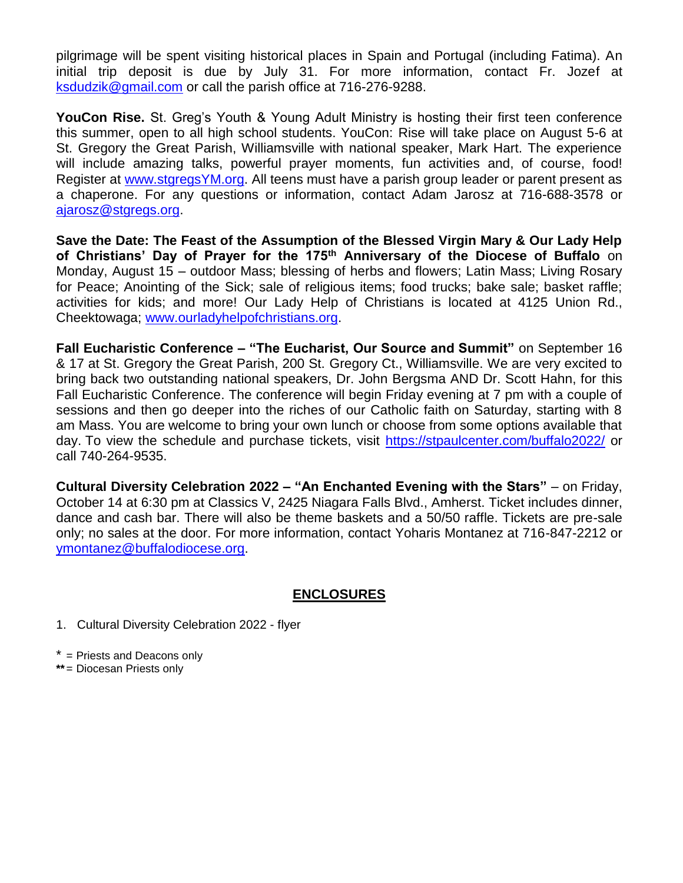pilgrimage will be spent visiting historical places in Spain and Portugal (including Fatima). An initial trip deposit is due by July 31. For more information, contact Fr. Jozef at ksdudzik@gmail.com or call the parish office at 716-276-9288.

**YouCon Rise.** St. Greg's Youth & Young Adult Ministry is hosting their first teen conference this summer, open to all high school students. YouCon: Rise will take place on August 5-6 at St. Gregory the Great Parish, Williamsville with national speaker, Mark Hart. The experience will include amazing talks, powerful prayer moments, fun activities and, of course, food! Register at www.stgregsYM.org. All teens must have a parish group leader or parent present as a chaperone. For any questions or information, contact Adam Jarosz at 716-688-3578 or ajarosz@stgregs.org.

**Save the Date: The Feast of the Assumption of the Blessed Virgin Mary & Our Lady Help of Christians' Day of Prayer for the 175th Anniversary of the Diocese of Buffalo** on Monday, August 15 – outdoor Mass; blessing of herbs and flowers; Latin Mass; Living Rosary for Peace; Anointing of the Sick; sale of religious items; food trucks; bake sale; basket raffle; activities for kids; and more! Our Lady Help of Christians is located at 4125 Union Rd., Cheektowaga; www.ourladyhelpofchristians.org.

**Fall Eucharistic Conference – "The Eucharist, Our Source and Summit"** on September 16 & 17 at St. Gregory the Great Parish, 200 St. Gregory Ct., Williamsville. We are very excited to bring back two outstanding national speakers, Dr. John Bergsma AND Dr. Scott Hahn, for this Fall Eucharistic Conference. The conference will begin Friday evening at 7 pm with a couple of sessions and then go deeper into the riches of our Catholic faith on Saturday, starting with 8 am Mass. You are welcome to bring your own lunch or choose from some options available that day. To view the schedule and purchase tickets, visit https://stpaulcenter.com/buffalo2022/ or call 740-264-9535.

**Cultural Diversity Celebration 2022 – "An Enchanted Evening with the Stars"** – on Friday, October 14 at 6:30 pm at Classics V, 2425 Niagara Falls Blvd., Amherst. Ticket includes dinner, dance and cash bar. There will also be theme baskets and a 50/50 raffle. Tickets are pre-sale only; no sales at the door. For more information, contact Yoharis Montanez at 716-847-2212 or ymontanez@buffalodiocese.org.

## ENCLOSURES

1. Cultural Diversity Celebration 2022 - flyer

\* = Priests and Deacons only
\*\* = Diocesan Priests only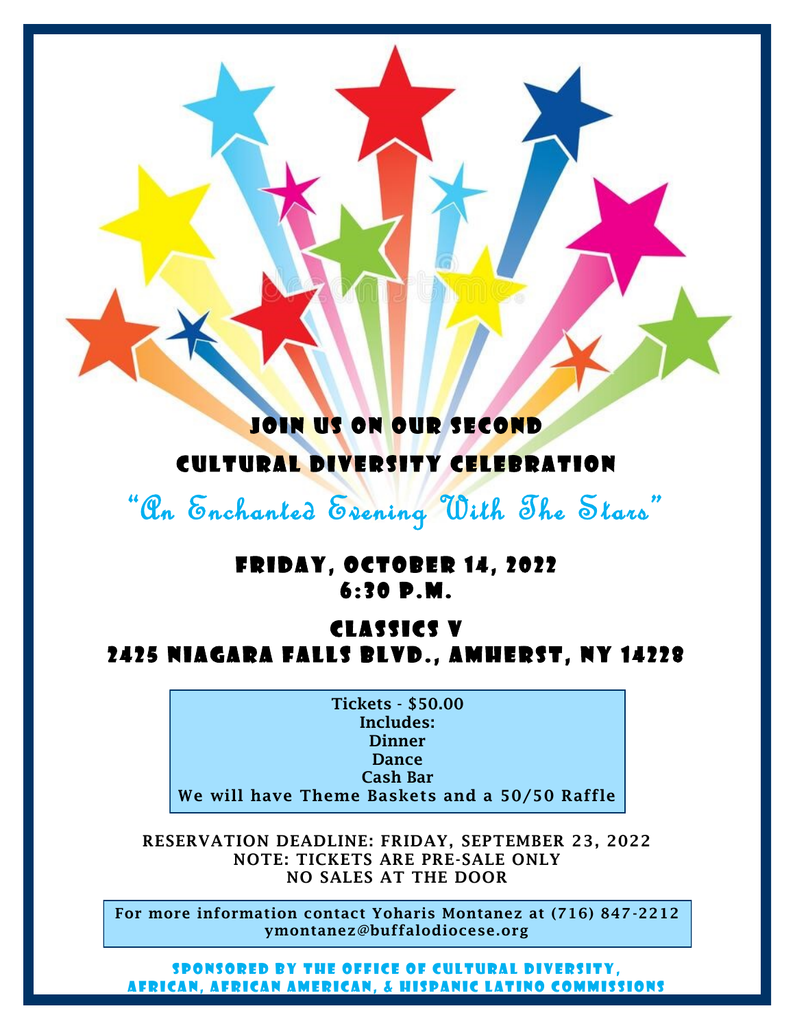# JOIN US ON OUR SECOND CULTURAL DIVERSITY CELEBRATION

## "An Enchanted Evening With The Stars"

### FRIDAY, OCTOBER 14, 2022
### 6:30 P.M.

### CLASSICS V
### 2425 NIAGARA FALLS BLVD., AMHERST, NY 14228

**Tickets - $50.00**
**Includes:**
**Dinner**
**Dance**
**Cash Bar**
**We will have Theme Baskets and a 50/50 Raffle**

**RESERVATION DEADLINE: FRIDAY, SEPTEMBER 23, 2022**
**NOTE: TICKETS ARE PRE-SALE ONLY**
**NO SALES AT THE DOOR**

**For more information contact Yoharis Montanez at (716) 847-2212**
**ymontanez@buffalodiocese.org**

SPONSORED BY THE OFFICE OF CULTURAL DIVERSITY, AFRICAN, AFRICAN AMERICAN, & HISPANIC LATINO COMMISSIONS